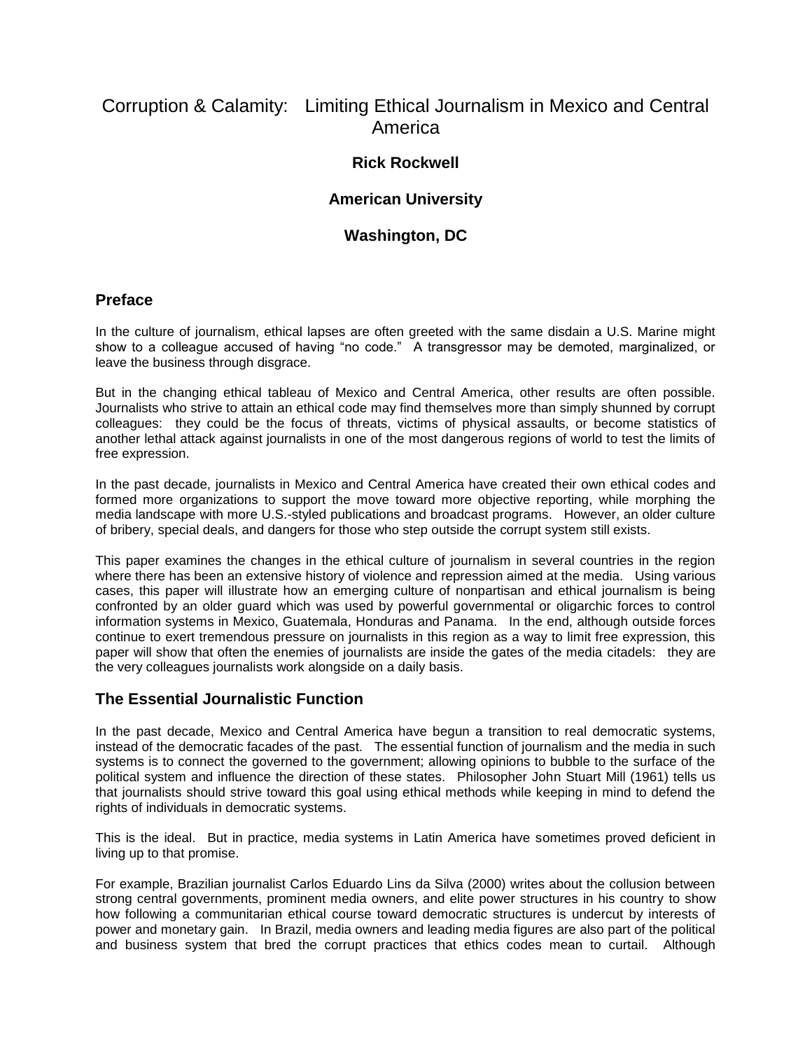# Corruption & Calamity: Limiting Ethical Journalism in Mexico and Central America

**Rick Rockwell**

**American University**

**Washington, DC**

## Preface

In the culture of journalism, ethical lapses are often greeted with the same disdain a U.S. Marine might show to a colleague accused of having "no code." A transgressor may be demoted, marginalized, or leave the business through disgrace.

But in the changing ethical tableau of Mexico and Central America, other results are often possible. Journalists who strive to attain an ethical code may find themselves more than simply shunned by corrupt colleagues: they could be the focus of threats, victims of physical assaults, or become statistics of another lethal attack against journalists in one of the most dangerous regions of world to test the limits of free expression.

In the past decade, journalists in Mexico and Central America have created their own ethical codes and formed more organizations to support the move toward more objective reporting, while morphing the media landscape with more U.S.-styled publications and broadcast programs. However, an older culture of bribery, special deals, and dangers for those who step outside the corrupt system still exists.

This paper examines the changes in the ethical culture of journalism in several countries in the region where there has been an extensive history of violence and repression aimed at the media. Using various cases, this paper will illustrate how an emerging culture of nonpartisan and ethical journalism is being confronted by an older guard which was used by powerful governmental or oligarchic forces to control information systems in Mexico, Guatemala, Honduras and Panama. In the end, although outside forces continue to exert tremendous pressure on journalists in this region as a way to limit free expression, this paper will show that often the enemies of journalists are inside the gates of the media citadels: they are the very colleagues journalists work alongside on a daily basis.

## The Essential Journalistic Function

In the past decade, Mexico and Central America have begun a transition to real democratic systems, instead of the democratic facades of the past. The essential function of journalism and the media in such systems is to connect the governed to the government; allowing opinions to bubble to the surface of the political system and influence the direction of these states. Philosopher John Stuart Mill (1961) tells us that journalists should strive toward this goal using ethical methods while keeping in mind to defend the rights of individuals in democratic systems.

This is the ideal. But in practice, media systems in Latin America have sometimes proved deficient in living up to that promise.

For example, Brazilian journalist Carlos Eduardo Lins da Silva (2000) writes about the collusion between strong central governments, prominent media owners, and elite power structures in his country to show how following a communitarian ethical course toward democratic structures is undercut by interests of power and monetary gain. In Brazil, media owners and leading media figures are also part of the political and business system that bred the corrupt practices that ethics codes mean to curtail. Although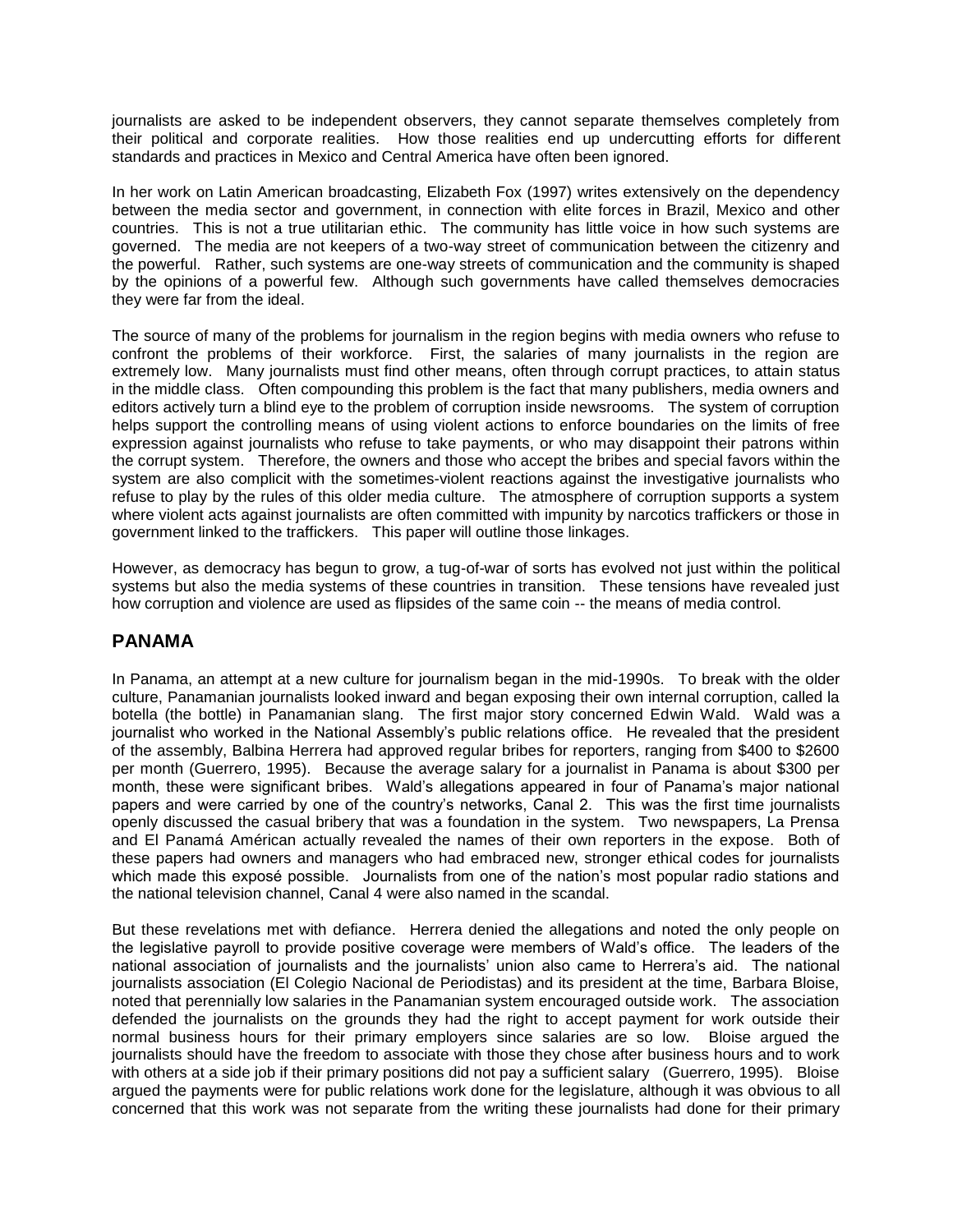journalists are asked to be independent observers, they cannot separate themselves completely from their political and corporate realities. How those realities end up undercutting efforts for different standards and practices in Mexico and Central America have often been ignored.

In her work on Latin American broadcasting, Elizabeth Fox (1997) writes extensively on the dependency between the media sector and government, in connection with elite forces in Brazil, Mexico and other countries. This is not a true utilitarian ethic. The community has little voice in how such systems are governed. The media are not keepers of a two-way street of communication between the citizenry and the powerful. Rather, such systems are one-way streets of communication and the community is shaped by the opinions of a powerful few. Although such governments have called themselves democracies they were far from the ideal.

The source of many of the problems for journalism in the region begins with media owners who refuse to confront the problems of their workforce. First, the salaries of many journalists in the region are extremely low. Many journalists must find other means, often through corrupt practices, to attain status in the middle class. Often compounding this problem is the fact that many publishers, media owners and editors actively turn a blind eye to the problem of corruption inside newsrooms. The system of corruption helps support the controlling means of using violent actions to enforce boundaries on the limits of free expression against journalists who refuse to take payments, or who may disappoint their patrons within the corrupt system. Therefore, the owners and those who accept the bribes and special favors within the system are also complicit with the sometimes-violent reactions against the investigative journalists who refuse to play by the rules of this older media culture. The atmosphere of corruption supports a system where violent acts against journalists are often committed with impunity by narcotics traffickers or those in government linked to the traffickers. This paper will outline those linkages.

However, as democracy has begun to grow, a tug-of-war of sorts has evolved not just within the political systems but also the media systems of these countries in transition. These tensions have revealed just how corruption and violence are used as flipsides of the same coin -- the means of media control.

## PANAMA

In Panama, an attempt at a new culture for journalism began in the mid-1990s. To break with the older culture, Panamanian journalists looked inward and began exposing their own internal corruption, called la botella (the bottle) in Panamanian slang. The first major story concerned Edwin Wald. Wald was a journalist who worked in the National Assembly's public relations office. He revealed that the president of the assembly, Balbina Herrera had approved regular bribes for reporters, ranging from $400 to $2600 per month (Guerrero, 1995). Because the average salary for a journalist in Panama is about $300 per month, these were significant bribes. Wald's allegations appeared in four of Panama's major national papers and were carried by one of the country's networks, Canal 2. This was the first time journalists openly discussed the casual bribery that was a foundation in the system. Two newspapers, La Prensa and El Panamá Amérícan actually revealed the names of their own reporters in the expose. Both of these papers had owners and managers who had embraced new, stronger ethical codes for journalists which made this exposé possible. Journalists from one of the nation's most popular radio stations and the national television channel, Canal 4 were also named in the scandal.

But these revelations met with defiance. Herrera denied the allegations and noted the only people on the legislative payroll to provide positive coverage were members of Wald's office. The leaders of the national association of journalists and the journalists' union also came to Herrera's aid. The national journalists association (El Colegio Nacional de Periodistas) and its president at the time, Barbara Bloise, noted that perennially low salaries in the Panamanian system encouraged outside work. The association defended the journalists on the grounds they had the right to accept payment for work outside their normal business hours for their primary employers since salaries are so low. Bloise argued the journalists should have the freedom to associate with those they chose after business hours and to work with others at a side job if their primary positions did not pay a sufficient salary (Guerrero, 1995). Bloise argued the payments were for public relations work done for the legislature, although it was obvious to all concerned that this work was not separate from the writing these journalists had done for their primary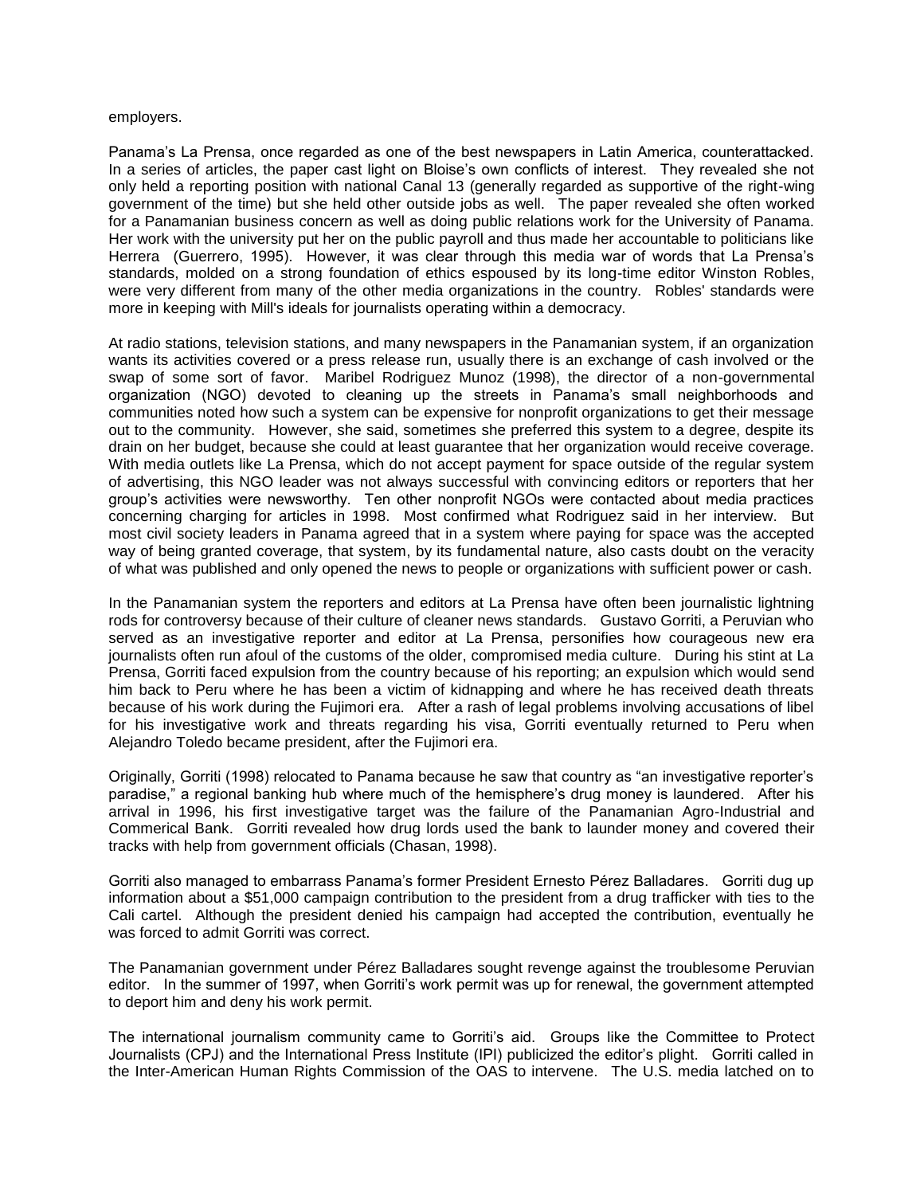employers.

Panama's La Prensa, once regarded as one of the best newspapers in Latin America, counterattacked. In a series of articles, the paper cast light on Bloise's own conflicts of interest. They revealed she not only held a reporting position with national Canal 13 (generally regarded as supportive of the right-wing government of the time) but she held other outside jobs as well. The paper revealed she often worked for a Panamanian business concern as well as doing public relations work for the University of Panama. Her work with the university put her on the public payroll and thus made her accountable to politicians like Herrera (Guerrero, 1995). However, it was clear through this media war of words that La Prensa's standards, molded on a strong foundation of ethics espoused by its long-time editor Winston Robles, were very different from many of the other media organizations in the country. Robles' standards were more in keeping with Mill's ideals for journalists operating within a democracy.

At radio stations, television stations, and many newspapers in the Panamanian system, if an organization wants its activities covered or a press release run, usually there is an exchange of cash involved or the swap of some sort of favor. Maribel Rodriguez Munoz (1998), the director of a non-governmental organization (NGO) devoted to cleaning up the streets in Panama's small neighborhoods and communities noted how such a system can be expensive for nonprofit organizations to get their message out to the community. However, she said, sometimes she preferred this system to a degree, despite its drain on her budget, because she could at least guarantee that her organization would receive coverage. With media outlets like La Prensa, which do not accept payment for space outside of the regular system of advertising, this NGO leader was not always successful with convincing editors or reporters that her group's activities were newsworthy. Ten other nonprofit NGOs were contacted about media practices concerning charging for articles in 1998. Most confirmed what Rodriguez said in her interview. But most civil society leaders in Panama agreed that in a system where paying for space was the accepted way of being granted coverage, that system, by its fundamental nature, also casts doubt on the veracity of what was published and only opened the news to people or organizations with sufficient power or cash.

In the Panamanian system the reporters and editors at La Prensa have often been journalistic lightning rods for controversy because of their culture of cleaner news standards. Gustavo Gorriti, a Peruvian who served as an investigative reporter and editor at La Prensa, personifies how courageous new era journalists often run afoul of the customs of the older, compromised media culture. During his stint at La Prensa, Gorriti faced expulsion from the country because of his reporting; an expulsion which would send him back to Peru where he has been a victim of kidnapping and where he has received death threats because of his work during the Fujimori era. After a rash of legal problems involving accusations of libel for his investigative work and threats regarding his visa, Gorriti eventually returned to Peru when Alejandro Toledo became president, after the Fujimori era.

Originally, Gorriti (1998) relocated to Panama because he saw that country as "an investigative reporter's paradise," a regional banking hub where much of the hemisphere's drug money is laundered. After his arrival in 1996, his first investigative target was the failure of the Panamanian Agro-Industrial and Commerical Bank. Gorriti revealed how drug lords used the bank to launder money and covered their tracks with help from government officials (Chasan, 1998).

Gorriti also managed to embarrass Panama's former President Ernesto Pérez Balladares. Gorriti dug up information about a $51,000 campaign contribution to the president from a drug trafficker with ties to the Cali cartel. Although the president denied his campaign had accepted the contribution, eventually he was forced to admit Gorriti was correct.

The Panamanian government under Pérez Balladares sought revenge against the troublesome Peruvian editor. In the summer of 1997, when Gorriti's work permit was up for renewal, the government attempted to deport him and deny his work permit.

The international journalism community came to Gorriti's aid. Groups like the Committee to Protect Journalists (CPJ) and the International Press Institute (IPI) publicized the editor's plight. Gorriti called in the Inter-American Human Rights Commission of the OAS to intervene. The U.S. media latched on to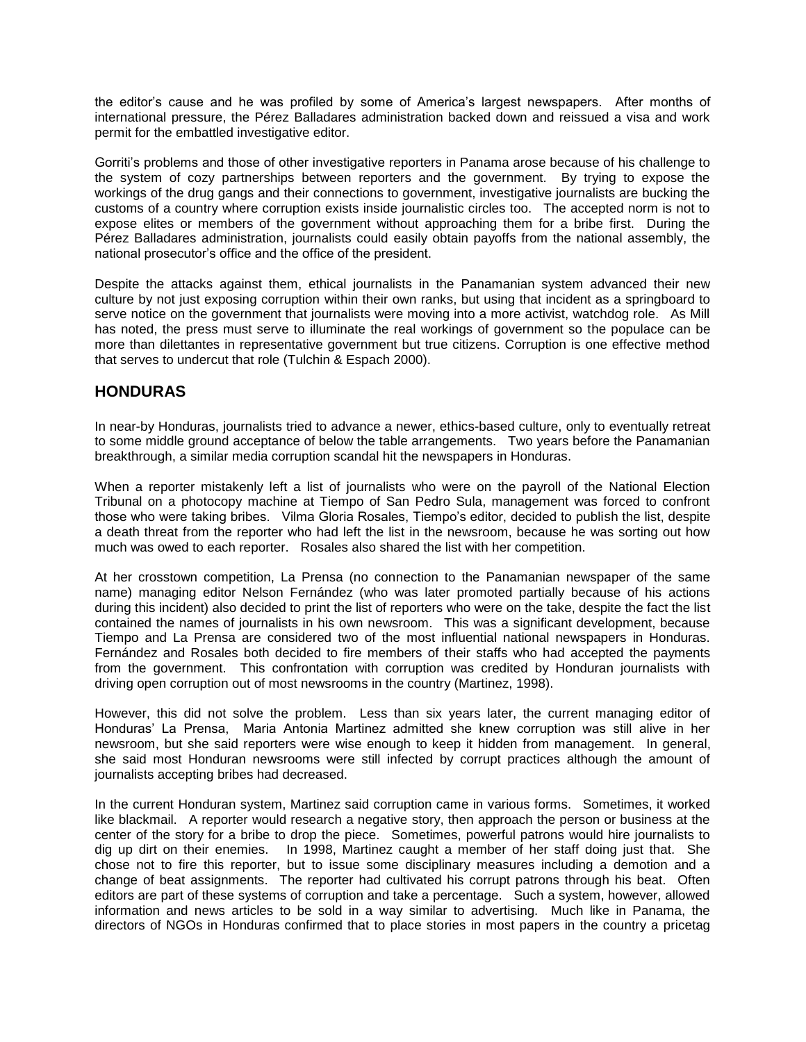the editor's cause and he was profiled by some of America's largest newspapers. After months of international pressure, the Pérez Balladares administration backed down and reissued a visa and work permit for the embattled investigative editor.

Gorriti's problems and those of other investigative reporters in Panama arose because of his challenge to the system of cozy partnerships between reporters and the government. By trying to expose the workings of the drug gangs and their connections to government, investigative journalists are bucking the customs of a country where corruption exists inside journalistic circles too. The accepted norm is not to expose elites or members of the government without approaching them for a bribe first. During the Pérez Balladares administration, journalists could easily obtain payoffs from the national assembly, the national prosecutor's office and the office of the president.

Despite the attacks against them, ethical journalists in the Panamanian system advanced their new culture by not just exposing corruption within their own ranks, but using that incident as a springboard to serve notice on the government that journalists were moving into a more activist, watchdog role. As Mill has noted, the press must serve to illuminate the real workings of government so the populace can be more than dilettantes in representative government but true citizens. Corruption is one effective method that serves to undercut that role (Tulchin & Espach 2000).

## HONDURAS

In near-by Honduras, journalists tried to advance a newer, ethics-based culture, only to eventually retreat to some middle ground acceptance of below the table arrangements. Two years before the Panamanian breakthrough, a similar media corruption scandal hit the newspapers in Honduras.

When a reporter mistakenly left a list of journalists who were on the payroll of the National Election Tribunal on a photocopy machine at Tiempo of San Pedro Sula, management was forced to confront those who were taking bribes. Vilma Gloria Rosales, Tiempo's editor, decided to publish the list, despite a death threat from the reporter who had left the list in the newsroom, because he was sorting out how much was owed to each reporter. Rosales also shared the list with her competition.

At her crosstown competition, La Prensa (no connection to the Panamanian newspaper of the same name) managing editor Nelson Fernández (who was later promoted partially because of his actions during this incident) also decided to print the list of reporters who were on the take, despite the fact the list contained the names of journalists in his own newsroom. This was a significant development, because Tiempo and La Prensa are considered two of the most influential national newspapers in Honduras. Fernández and Rosales both decided to fire members of their staffs who had accepted the payments from the government. This confrontation with corruption was credited by Honduran journalists with driving open corruption out of most newsrooms in the country (Martinez, 1998).

However, this did not solve the problem. Less than six years later, the current managing editor of Honduras' La Prensa, Maria Antonia Martinez admitted she knew corruption was still alive in her newsroom, but she said reporters were wise enough to keep it hidden from management. In general, she said most Honduran newsrooms were still infected by corrupt practices although the amount of journalists accepting bribes had decreased.

In the current Honduran system, Martinez said corruption came in various forms. Sometimes, it worked like blackmail. A reporter would research a negative story, then approach the person or business at the center of the story for a bribe to drop the piece. Sometimes, powerful patrons would hire journalists to dig up dirt on their enemies. In 1998, Martinez caught a member of her staff doing just that. She chose not to fire this reporter, but to issue some disciplinary measures including a demotion and a change of beat assignments. The reporter had cultivated his corrupt patrons through his beat. Often editors are part of these systems of corruption and take a percentage. Such a system, however, allowed information and news articles to be sold in a way similar to advertising. Much like in Panama, the directors of NGOs in Honduras confirmed that to place stories in most papers in the country a pricetag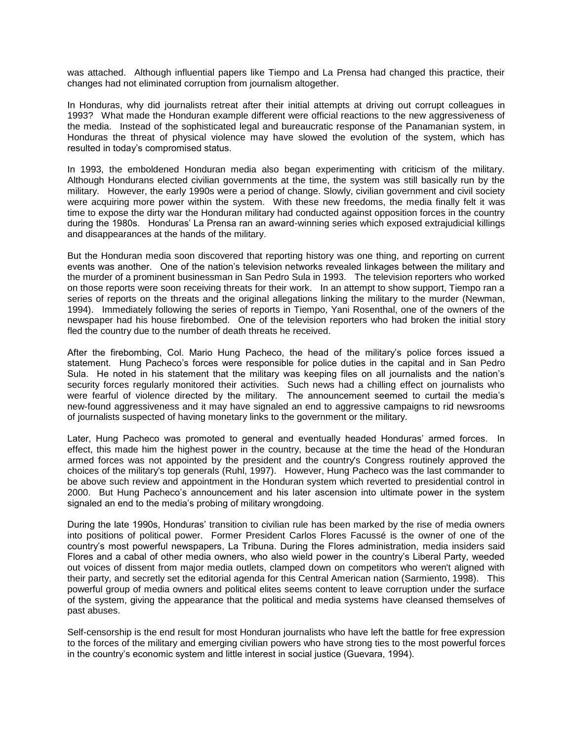was attached. Although influential papers like Tiempo and La Prensa had changed this practice, their changes had not eliminated corruption from journalism altogether.

In Honduras, why did journalists retreat after their initial attempts at driving out corrupt colleagues in 1993? What made the Honduran example different were official reactions to the new aggressiveness of the media. Instead of the sophisticated legal and bureaucratic response of the Panamanian system, in Honduras the threat of physical violence may have slowed the evolution of the system, which has resulted in today's compromised status.

In 1993, the emboldened Honduran media also began experimenting with criticism of the military. Although Hondurans elected civilian governments at the time, the system was still basically run by the military. However, the early 1990s were a period of change. Slowly, civilian government and civil society were acquiring more power within the system. With these new freedoms, the media finally felt it was time to expose the dirty war the Honduran military had conducted against opposition forces in the country during the 1980s. Honduras' La Prensa ran an award-winning series which exposed extrajudicial killings and disappearances at the hands of the military.

But the Honduran media soon discovered that reporting history was one thing, and reporting on current events was another. One of the nation's television networks revealed linkages between the military and the murder of a prominent businessman in San Pedro Sula in 1993. The television reporters who worked on those reports were soon receiving threats for their work. In an attempt to show support, Tiempo ran a series of reports on the threats and the original allegations linking the military to the murder (Newman, 1994). Immediately following the series of reports in Tiempo, Yani Rosenthal, one of the owners of the newspaper had his house firebombed. One of the television reporters who had broken the initial story fled the country due to the number of death threats he received.

After the firebombing, Col. Mario Hung Pacheco, the head of the military's police forces issued a statement. Hung Pacheco's forces were responsible for police duties in the capital and in San Pedro Sula. He noted in his statement that the military was keeping files on all journalists and the nation's security forces regularly monitored their activities. Such news had a chilling effect on journalists who were fearful of violence directed by the military. The announcement seemed to curtail the media's new-found aggressiveness and it may have signaled an end to aggressive campaigns to rid newsrooms of journalists suspected of having monetary links to the government or the military.

Later, Hung Pacheco was promoted to general and eventually headed Honduras' armed forces. In effect, this made him the highest power in the country, because at the time the head of the Honduran armed forces was not appointed by the president and the country's Congress routinely approved the choices of the military's top generals (Ruhl, 1997). However, Hung Pacheco was the last commander to be above such review and appointment in the Honduran system which reverted to presidential control in 2000. But Hung Pacheco's announcement and his later ascension into ultimate power in the system signaled an end to the media's probing of military wrongdoing.

During the late 1990s, Honduras' transition to civilian rule has been marked by the rise of media owners into positions of political power. Former President Carlos Flores Facussé is the owner of one of the country's most powerful newspapers, La Tribuna. During the Flores administration, media insiders said Flores and a cabal of other media owners, who also wield power in the country's Liberal Party, weeded out voices of dissent from major media outlets, clamped down on competitors who weren't aligned with their party, and secretly set the editorial agenda for this Central American nation (Sarmiento, 1998). This powerful group of media owners and political elites seems content to leave corruption under the surface of the system, giving the appearance that the political and media systems have cleansed themselves of past abuses.

Self-censorship is the end result for most Honduran journalists who have left the battle for free expression to the forces of the military and emerging civilian powers who have strong ties to the most powerful forces in the country's economic system and little interest in social justice (Guevara, 1994).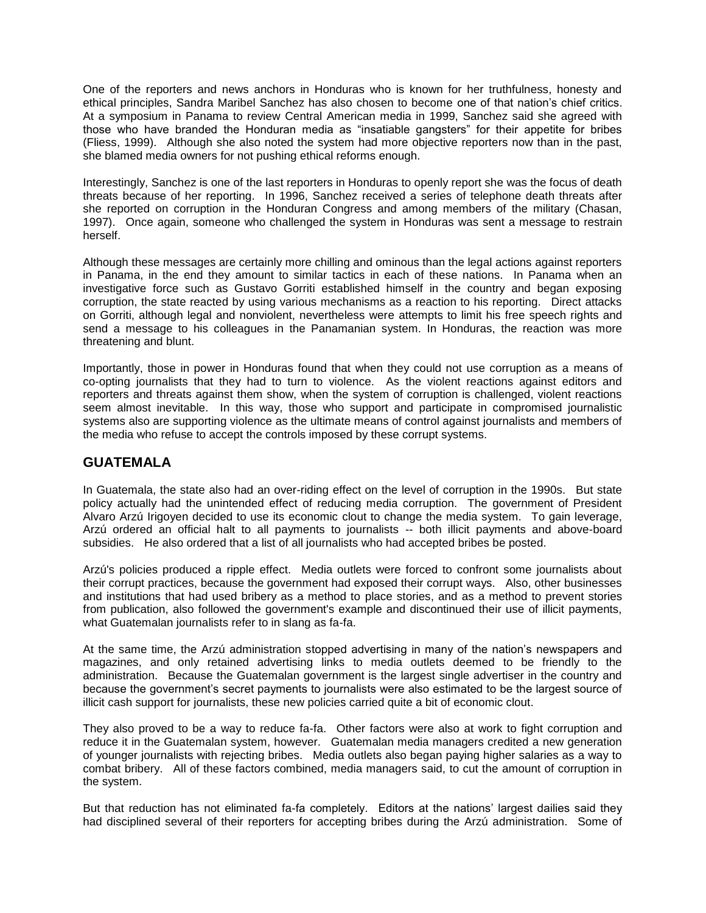One of the reporters and news anchors in Honduras who is known for her truthfulness, honesty and ethical principles, Sandra Maribel Sanchez has also chosen to become one of that nation's chief critics. At a symposium in Panama to review Central American media in 1999, Sanchez said she agreed with those who have branded the Honduran media as "insatiable gangsters" for their appetite for bribes (Fliess, 1999). Although she also noted the system had more objective reporters now than in the past, she blamed media owners for not pushing ethical reforms enough.

Interestingly, Sanchez is one of the last reporters in Honduras to openly report she was the focus of death threats because of her reporting. In 1996, Sanchez received a series of telephone death threats after she reported on corruption in the Honduran Congress and among members of the military (Chasan, 1997). Once again, someone who challenged the system in Honduras was sent a message to restrain herself.

Although these messages are certainly more chilling and ominous than the legal actions against reporters in Panama, in the end they amount to similar tactics in each of these nations. In Panama when an investigative force such as Gustavo Gorriti established himself in the country and began exposing corruption, the state reacted by using various mechanisms as a reaction to his reporting. Direct attacks on Gorriti, although legal and nonviolent, nevertheless were attempts to limit his free speech rights and send a message to his colleagues in the Panamanian system. In Honduras, the reaction was more threatening and blunt.

Importantly, those in power in Honduras found that when they could not use corruption as a means of co-opting journalists that they had to turn to violence. As the violent reactions against editors and reporters and threats against them show, when the system of corruption is challenged, violent reactions seem almost inevitable. In this way, those who support and participate in compromised journalistic systems also are supporting violence as the ultimate means of control against journalists and members of the media who refuse to accept the controls imposed by these corrupt systems.

## GUATEMALA

In Guatemala, the state also had an over-riding effect on the level of corruption in the 1990s. But state policy actually had the unintended effect of reducing media corruption. The government of President Alvaro Arzú Irigoyen decided to use its economic clout to change the media system. To gain leverage, Arzú ordered an official halt to all payments to journalists -- both illicit payments and above-board subsidies. He also ordered that a list of all journalists who had accepted bribes be posted.

Arzú's policies produced a ripple effect. Media outlets were forced to confront some journalists about their corrupt practices, because the government had exposed their corrupt ways. Also, other businesses and institutions that had used bribery as a method to place stories, and as a method to prevent stories from publication, also followed the government's example and discontinued their use of illicit payments, what Guatemalan journalists refer to in slang as fa-fa.

At the same time, the Arzú administration stopped advertising in many of the nation's newspapers and magazines, and only retained advertising links to media outlets deemed to be friendly to the administration. Because the Guatemalan government is the largest single advertiser in the country and because the government's secret payments to journalists were also estimated to be the largest source of illicit cash support for journalists, these new policies carried quite a bit of economic clout.

They also proved to be a way to reduce fa-fa. Other factors were also at work to fight corruption and reduce it in the Guatemalan system, however. Guatemalan media managers credited a new generation of younger journalists with rejecting bribes. Media outlets also began paying higher salaries as a way to combat bribery. All of these factors combined, media managers said, to cut the amount of corruption in the system.

But that reduction has not eliminated fa-fa completely. Editors at the nations' largest dailies said they had disciplined several of their reporters for accepting bribes during the Arzú administration. Some of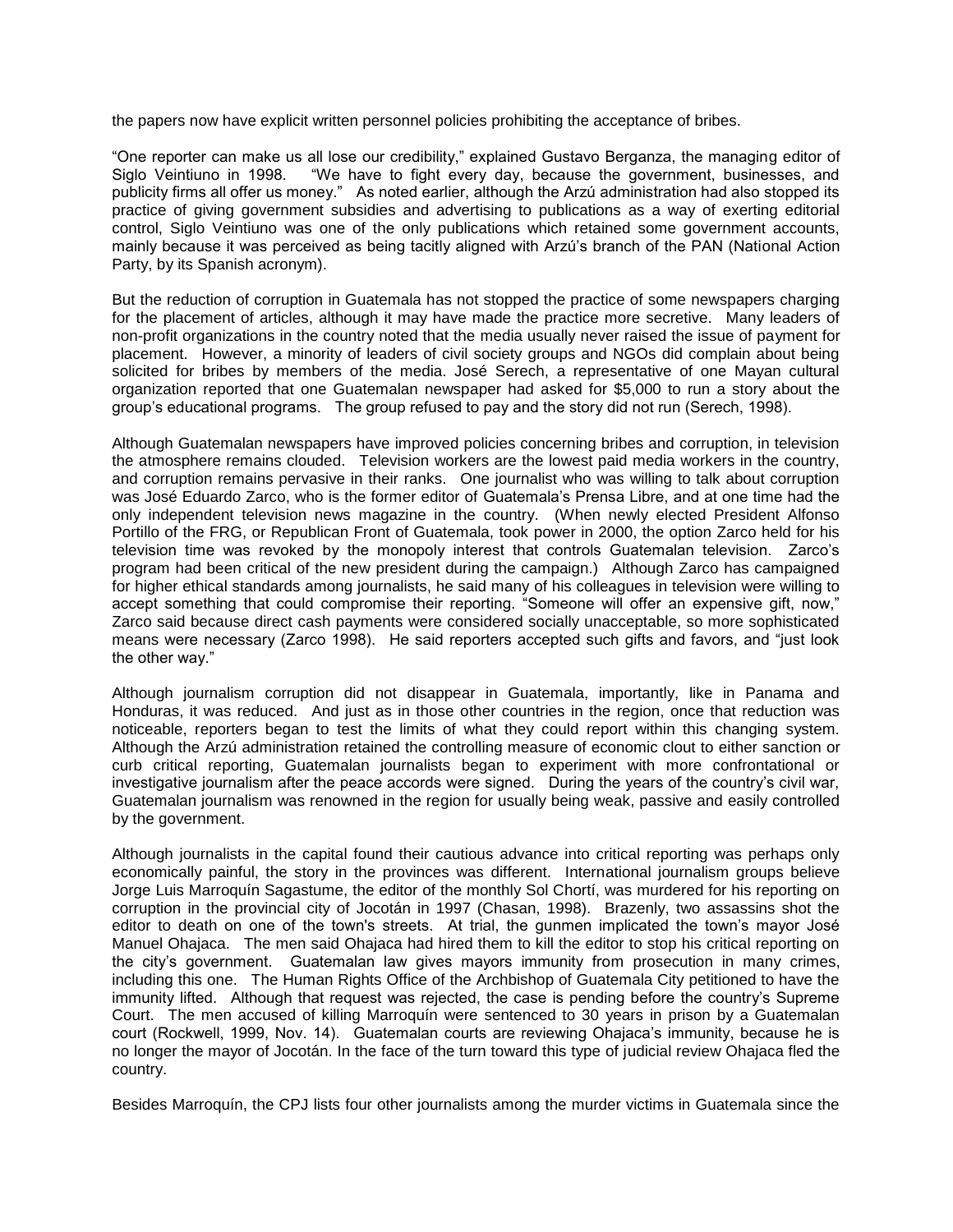the papers now have explicit written personnel policies prohibiting the acceptance of bribes.

"One reporter can make us all lose our credibility," explained Gustavo Berganza, the managing editor of Siglo Veintiuno in 1998. "We have to fight every day, because the government, businesses, and publicity firms all offer us money." As noted earlier, although the Arzú administration had also stopped its practice of giving government subsidies and advertising to publications as a way of exerting editorial control, Siglo Veintiuno was one of the only publications which retained some government accounts, mainly because it was perceived as being tacitly aligned with Arzú's branch of the PAN (National Action Party, by its Spanish acronym).

But the reduction of corruption in Guatemala has not stopped the practice of some newspapers charging for the placement of articles, although it may have made the practice more secretive. Many leaders of non-profit organizations in the country noted that the media usually never raised the issue of payment for placement. However, a minority of leaders of civil society groups and NGOs did complain about being solicited for bribes by members of the media. José Serech, a representative of one Mayan cultural organization reported that one Guatemalan newspaper had asked for $5,000 to run a story about the group's educational programs. The group refused to pay and the story did not run (Serech, 1998).

Although Guatemalan newspapers have improved policies concerning bribes and corruption, in television the atmosphere remains clouded. Television workers are the lowest paid media workers in the country, and corruption remains pervasive in their ranks. One journalist who was willing to talk about corruption was José Eduardo Zarco, who is the former editor of Guatemala's Prensa Libre, and at one time had the only independent television news magazine in the country. (When newly elected President Alfonso Portillo of the FRG, or Republican Front of Guatemala, took power in 2000, the option Zarco held for his television time was revoked by the monopoly interest that controls Guatemalan television. Zarco's program had been critical of the new president during the campaign.) Although Zarco has campaigned for higher ethical standards among journalists, he said many of his colleagues in television were willing to accept something that could compromise their reporting. "Someone will offer an expensive gift, now," Zarco said because direct cash payments were considered socially unacceptable, so more sophisticated means were necessary (Zarco 1998). He said reporters accepted such gifts and favors, and "just look the other way."

Although journalism corruption did not disappear in Guatemala, importantly, like in Panama and Honduras, it was reduced. And just as in those other countries in the region, once that reduction was noticeable, reporters began to test the limits of what they could report within this changing system. Although the Arzú administration retained the controlling measure of economic clout to either sanction or curb critical reporting, Guatemalan journalists began to experiment with more confrontational or investigative journalism after the peace accords were signed. During the years of the country's civil war, Guatemalan journalism was renowned in the region for usually being weak, passive and easily controlled by the government.

Although journalists in the capital found their cautious advance into critical reporting was perhaps only economically painful, the story in the provinces was different. International journalism groups believe Jorge Luis Marroquín Sagastume, the editor of the monthly Sol Chortí, was murdered for his reporting on corruption in the provincial city of Jocotán in 1997 (Chasan, 1998). Brazenly, two assassins shot the editor to death on one of the town's streets. At trial, the gunmen implicated the town's mayor José Manuel Ohajaca. The men said Ohajaca had hired them to kill the editor to stop his critical reporting on the city's government. Guatemalan law gives mayors immunity from prosecution in many crimes, including this one. The Human Rights Office of the Archbishop of Guatemala City petitioned to have the immunity lifted. Although that request was rejected, the case is pending before the country's Supreme Court. The men accused of killing Marroquín were sentenced to 30 years in prison by a Guatemalan court (Rockwell, 1999, Nov. 14). Guatemalan courts are reviewing Ohajaca's immunity, because he is no longer the mayor of Jocotán. In the face of the turn toward this type of judicial review Ohajaca fled the country.

Besides Marroquín, the CPJ lists four other journalists among the murder victims in Guatemala since the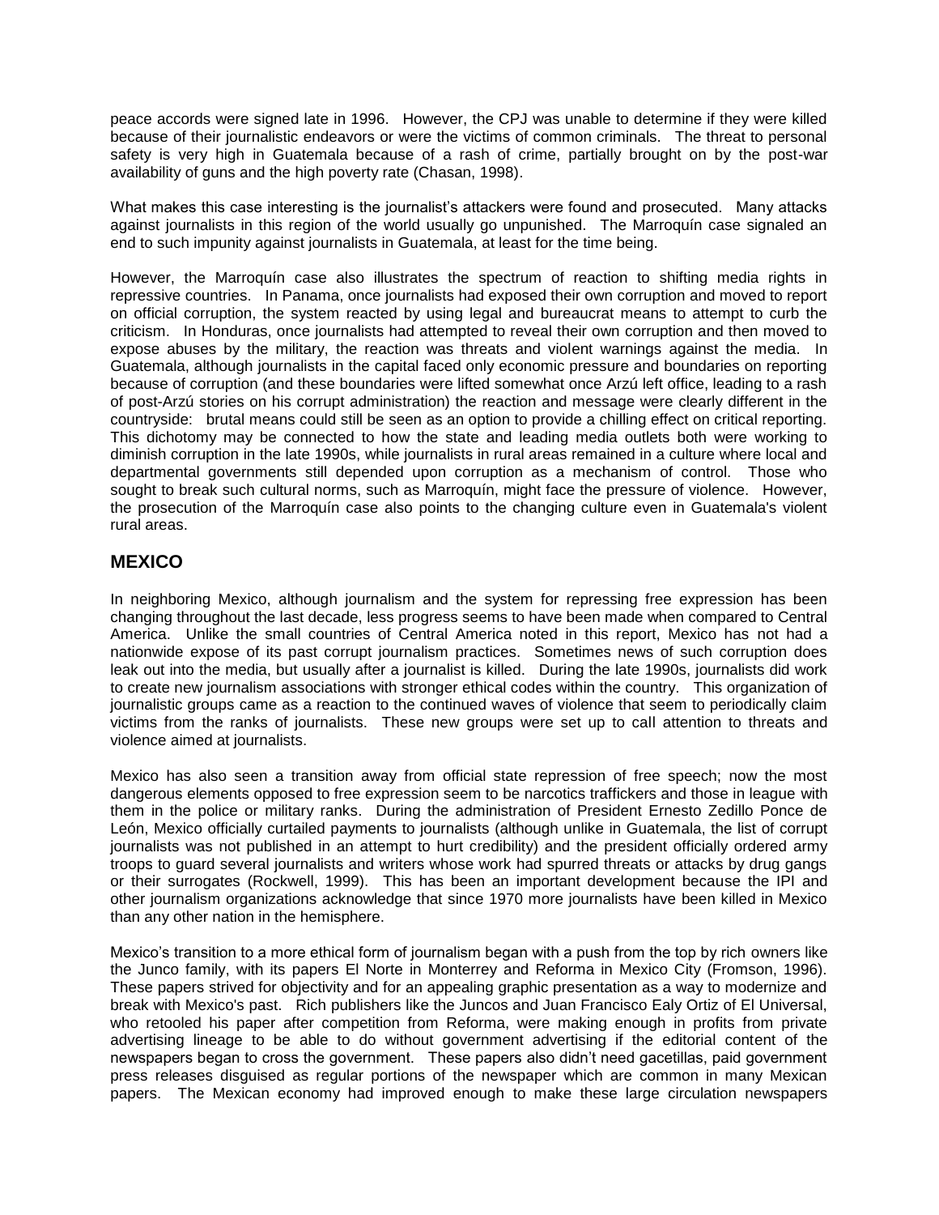peace accords were signed late in 1996. However, the CPJ was unable to determine if they were killed because of their journalistic endeavors or were the victims of common criminals. The threat to personal safety is very high in Guatemala because of a rash of crime, partially brought on by the post-war availability of guns and the high poverty rate (Chasan, 1998).

What makes this case interesting is the journalist's attackers were found and prosecuted. Many attacks against journalists in this region of the world usually go unpunished. The Marroquín case signaled an end to such impunity against journalists in Guatemala, at least for the time being.

However, the Marroquín case also illustrates the spectrum of reaction to shifting media rights in repressive countries. In Panama, once journalists had exposed their own corruption and moved to report on official corruption, the system reacted by using legal and bureaucrat means to attempt to curb the criticism. In Honduras, once journalists had attempted to reveal their own corruption and then moved to expose abuses by the military, the reaction was threats and violent warnings against the media. In Guatemala, although journalists in the capital faced only economic pressure and boundaries on reporting because of corruption (and these boundaries were lifted somewhat once Arzú left office, leading to a rash of post-Arzú stories on his corrupt administration) the reaction and message were clearly different in the countryside: brutal means could still be seen as an option to provide a chilling effect on critical reporting. This dichotomy may be connected to how the state and leading media outlets both were working to diminish corruption in the late 1990s, while journalists in rural areas remained in a culture where local and departmental governments still depended upon corruption as a mechanism of control. Those who sought to break such cultural norms, such as Marroquín, might face the pressure of violence. However, the prosecution of the Marroquín case also points to the changing culture even in Guatemala's violent rural areas.

## MEXICO

In neighboring Mexico, although journalism and the system for repressing free expression has been changing throughout the last decade, less progress seems to have been made when compared to Central America. Unlike the small countries of Central America noted in this report, Mexico has not had a nationwide expose of its past corrupt journalism practices. Sometimes news of such corruption does leak out into the media, but usually after a journalist is killed. During the late 1990s, journalists did work to create new journalism associations with stronger ethical codes within the country. This organization of journalistic groups came as a reaction to the continued waves of violence that seem to periodically claim victims from the ranks of journalists. These new groups were set up to call attention to threats and violence aimed at journalists.

Mexico has also seen a transition away from official state repression of free speech; now the most dangerous elements opposed to free expression seem to be narcotics traffickers and those in league with them in the police or military ranks. During the administration of President Ernesto Zedillo Ponce de León, Mexico officially curtailed payments to journalists (although unlike in Guatemala, the list of corrupt journalists was not published in an attempt to hurt credibility) and the president officially ordered army troops to guard several journalists and writers whose work had spurred threats or attacks by drug gangs or their surrogates (Rockwell, 1999). This has been an important development because the IPI and other journalism organizations acknowledge that since 1970 more journalists have been killed in Mexico than any other nation in the hemisphere.

Mexico's transition to a more ethical form of journalism began with a push from the top by rich owners like the Junco family, with its papers El Norte in Monterrey and Reforma in Mexico City (Fromson, 1996). These papers strived for objectivity and for an appealing graphic presentation as a way to modernize and break with Mexico's past. Rich publishers like the Juncos and Juan Francisco Ealy Ortiz of El Universal, who retooled his paper after competition from Reforma, were making enough in profits from private advertising lineage to be able to do without government advertising if the editorial content of the newspapers began to cross the government. These papers also didn't need gacetillas, paid government press releases disguised as regular portions of the newspaper which are common in many Mexican papers. The Mexican economy had improved enough to make these large circulation newspapers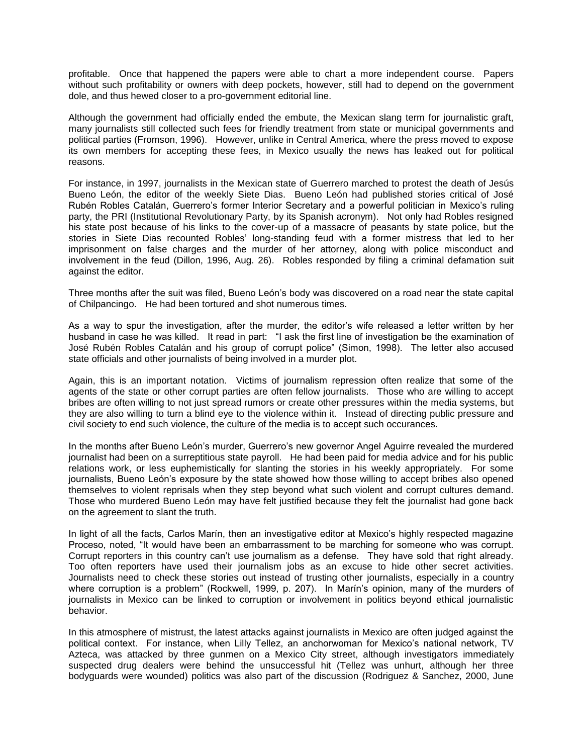profitable. Once that happened the papers were able to chart a more independent course. Papers without such profitability or owners with deep pockets, however, still had to depend on the government dole, and thus hewed closer to a pro-government editorial line.

Although the government had officially ended the embute, the Mexican slang term for journalistic graft, many journalists still collected such fees for friendly treatment from state or municipal governments and political parties (Fromson, 1996). However, unlike in Central America, where the press moved to expose its own members for accepting these fees, in Mexico usually the news has leaked out for political reasons.

For instance, in 1997, journalists in the Mexican state of Guerrero marched to protest the death of Jesús Bueno León, the editor of the weekly Siete Dias. Bueno León had published stories critical of José Rubén Robles Catalán, Guerrero's former Interior Secretary and a powerful politician in Mexico's ruling party, the PRI (Institutional Revolutionary Party, by its Spanish acronym). Not only had Robles resigned his state post because of his links to the cover-up of a massacre of peasants by state police, but the stories in Siete Dias recounted Robles' long-standing feud with a former mistress that led to her imprisonment on false charges and the murder of her attorney, along with police misconduct and involvement in the feud (Dillon, 1996, Aug. 26). Robles responded by filing a criminal defamation suit against the editor.

Three months after the suit was filed, Bueno León's body was discovered on a road near the state capital of Chilpancingo. He had been tortured and shot numerous times.

As a way to spur the investigation, after the murder, the editor's wife released a letter written by her husband in case he was killed. It read in part: "I ask the first line of investigation be the examination of José Rubén Robles Catalán and his group of corrupt police" (Simon, 1998). The letter also accused state officials and other journalists of being involved in a murder plot.

Again, this is an important notation. Victims of journalism repression often realize that some of the agents of the state or other corrupt parties are often fellow journalists. Those who are willing to accept bribes are often willing to not just spread rumors or create other pressures within the media systems, but they are also willing to turn a blind eye to the violence within it. Instead of directing public pressure and civil society to end such violence, the culture of the media is to accept such occurances.

In the months after Bueno León's murder, Guerrero's new governor Angel Aguirre revealed the murdered journalist had been on a surreptitious state payroll. He had been paid for media advice and for his public relations work, or less euphemistically for slanting the stories in his weekly appropriately. For some journalists, Bueno León's exposure by the state showed how those willing to accept bribes also opened themselves to violent reprisals when they step beyond what such violent and corrupt cultures demand. Those who murdered Bueno León may have felt justified because they felt the journalist had gone back on the agreement to slant the truth.

In light of all the facts, Carlos Marín, then an investigative editor at Mexico's highly respected magazine Proceso, noted, "It would have been an embarrassment to be marching for someone who was corrupt. Corrupt reporters in this country can't use journalism as a defense. They have sold that right already. Too often reporters have used their journalism jobs as an excuse to hide other secret activities. Journalists need to check these stories out instead of trusting other journalists, especially in a country where corruption is a problem" (Rockwell, 1999, p. 207). In Marín's opinion, many of the murders of journalists in Mexico can be linked to corruption or involvement in politics beyond ethical journalistic behavior.

In this atmosphere of mistrust, the latest attacks against journalists in Mexico are often judged against the political context. For instance, when Lilly Tellez, an anchorwoman for Mexico's national network, TV Azteca, was attacked by three gunmen on a Mexico City street, although investigators immediately suspected drug dealers were behind the unsuccessful hit (Tellez was unhurt, although her three bodyguards were wounded) politics was also part of the discussion (Rodriguez & Sanchez, 2000, June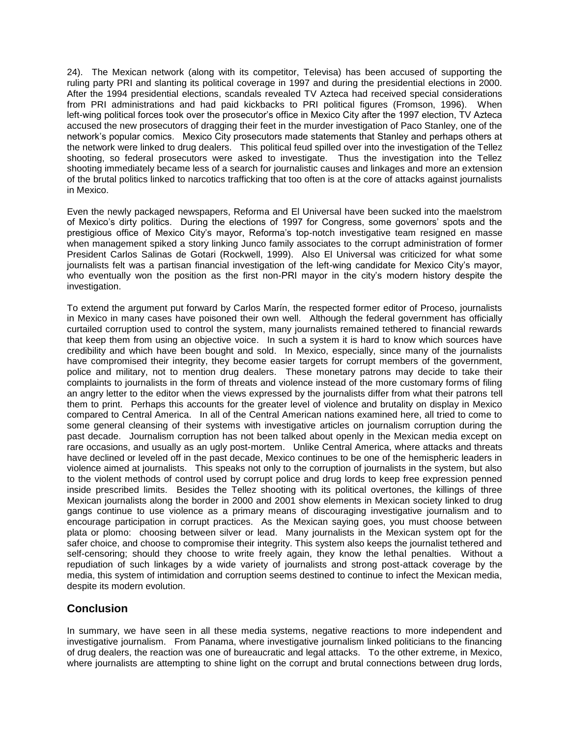24). The Mexican network (along with its competitor, Televisa) has been accused of supporting the ruling party PRI and slanting its political coverage in 1997 and during the presidential elections in 2000. After the 1994 presidential elections, scandals revealed TV Azteca had received special considerations from PRI administrations and had paid kickbacks to PRI political figures (Fromson, 1996). When left-wing political forces took over the prosecutor's office in Mexico City after the 1997 election, TV Azteca accused the new prosecutors of dragging their feet in the murder investigation of Paco Stanley, one of the network's popular comics. Mexico City prosecutors made statements that Stanley and perhaps others at the network were linked to drug dealers. This political feud spilled over into the investigation of the Tellez shooting, so federal prosecutors were asked to investigate. Thus the investigation into the Tellez shooting immediately became less of a search for journalistic causes and linkages and more an extension of the brutal politics linked to narcotics trafficking that too often is at the core of attacks against journalists in Mexico.

Even the newly packaged newspapers, Reforma and El Universal have been sucked into the maelstrom of Mexico's dirty politics. During the elections of 1997 for Congress, some governors' spots and the prestigious office of Mexico City's mayor, Reforma's top-notch investigative team resigned en masse when management spiked a story linking Junco family associates to the corrupt administration of former President Carlos Salinas de Gotari (Rockwell, 1999). Also El Universal was criticized for what some journalists felt was a partisan financial investigation of the left-wing candidate for Mexico City's mayor, who eventually won the position as the first non-PRI mayor in the city's modern history despite the investigation.

To extend the argument put forward by Carlos Marín, the respected former editor of Proceso, journalists in Mexico in many cases have poisoned their own well. Although the federal government has officially curtailed corruption used to control the system, many journalists remained tethered to financial rewards that keep them from using an objective voice. In such a system it is hard to know which sources have credibility and which have been bought and sold. In Mexico, especially, since many of the journalists have compromised their integrity, they become easier targets for corrupt members of the government, police and military, not to mention drug dealers. These monetary patrons may decide to take their complaints to journalists in the form of threats and violence instead of the more customary forms of filing an angry letter to the editor when the views expressed by the journalists differ from what their patrons tell them to print. Perhaps this accounts for the greater level of violence and brutality on display in Mexico compared to Central America. In all of the Central American nations examined here, all tried to come to some general cleansing of their systems with investigative articles on journalism corruption during the past decade. Journalism corruption has not been talked about openly in the Mexican media except on rare occasions, and usually as an ugly post-mortem. Unlike Central America, where attacks and threats have declined or leveled off in the past decade, Mexico continues to be one of the hemispheric leaders in violence aimed at journalists. This speaks not only to the corruption of journalists in the system, but also to the violent methods of control used by corrupt police and drug lords to keep free expression penned inside prescribed limits. Besides the Tellez shooting with its political overtones, the killings of three Mexican journalists along the border in 2000 and 2001 show elements in Mexican society linked to drug gangs continue to use violence as a primary means of discouraging investigative journalism and to encourage participation in corrupt practices. As the Mexican saying goes, you must choose between plata or plomo: choosing between silver or lead. Many journalists in the Mexican system opt for the safer choice, and choose to compromise their integrity. This system also keeps the journalist tethered and self-censoring; should they choose to write freely again, they know the lethal penalties. Without a repudiation of such linkages by a wide variety of journalists and strong post-attack coverage by the media, this system of intimidation and corruption seems destined to continue to infect the Mexican media, despite its modern evolution.

## Conclusion

In summary, we have seen in all these media systems, negative reactions to more independent and investigative journalism. From Panama, where investigative journalism linked politicians to the financing of drug dealers, the reaction was one of bureaucratic and legal attacks. To the other extreme, in Mexico, where journalists are attempting to shine light on the corrupt and brutal connections between drug lords,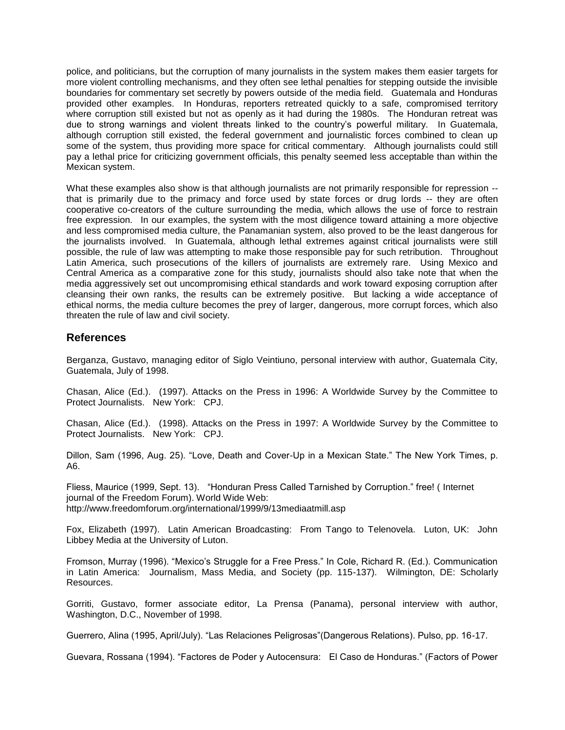police, and politicians, but the corruption of many journalists in the system makes them easier targets for more violent controlling mechanisms, and they often see lethal penalties for stepping outside the invisible boundaries for commentary set secretly by powers outside of the media field. Guatemala and Honduras provided other examples. In Honduras, reporters retreated quickly to a safe, compromised territory where corruption still existed but not as openly as it had during the 1980s. The Honduran retreat was due to strong warnings and violent threats linked to the country's powerful military. In Guatemala, although corruption still existed, the federal government and journalistic forces combined to clean up some of the system, thus providing more space for critical commentary. Although journalists could still pay a lethal price for criticizing government officials, this penalty seemed less acceptable than within the Mexican system.

What these examples also show is that although journalists are not primarily responsible for repression -- that is primarily due to the primacy and force used by state forces or drug lords -- they are often cooperative co-creators of the culture surrounding the media, which allows the use of force to restrain free expression. In our examples, the system with the most diligence toward attaining a more objective and less compromised media culture, the Panamanian system, also proved to be the least dangerous for the journalists involved. In Guatemala, although lethal extremes against critical journalists were still possible, the rule of law was attempting to make those responsible pay for such retribution. Throughout Latin America, such prosecutions of the killers of journalists are extremely rare. Using Mexico and Central America as a comparative zone for this study, journalists should also take note that when the media aggressively set out uncompromising ethical standards and work toward exposing corruption after cleansing their own ranks, the results can be extremely positive. But lacking a wide acceptance of ethical norms, the media culture becomes the prey of larger, dangerous, more corrupt forces, which also threaten the rule of law and civil society.

## References

Berganza, Gustavo, managing editor of Siglo Veintiuno, personal interview with author, Guatemala City, Guatemala, July of 1998.

Chasan, Alice (Ed.). (1997). Attacks on the Press in 1996: A Worldwide Survey by the Committee to Protect Journalists. New York: CPJ.

Chasan, Alice (Ed.). (1998). Attacks on the Press in 1997: A Worldwide Survey by the Committee to Protect Journalists. New York: CPJ.

Dillon, Sam (1996, Aug. 25). "Love, Death and Cover-Up in a Mexican State." The New York Times, p. A6.

Fliess, Maurice (1999, Sept. 13). "Honduran Press Called Tarnished by Corruption." free! ( Internet journal of the Freedom Forum). World Wide Web: http://www.freedomforum.org/international/1999/9/13mediaatmill.asp

Fox, Elizabeth (1997). Latin American Broadcasting: From Tango to Telenovela. Luton, UK: John Libbey Media at the University of Luton.

Fromson, Murray (1996). "Mexico's Struggle for a Free Press." In Cole, Richard R. (Ed.). Communication in Latin America: Journalism, Mass Media, and Society (pp. 115-137). Wilmington, DE: Scholarly Resources.

Gorriti, Gustavo, former associate editor, La Prensa (Panama), personal interview with author, Washington, D.C., November of 1998.

Guerrero, Alina (1995, April/July). "Las Relaciones Peligrosas"(Dangerous Relations). Pulso, pp. 16-17.

Guevara, Rossana (1994). "Factores de Poder y Autocensura: El Caso de Honduras." (Factors of Power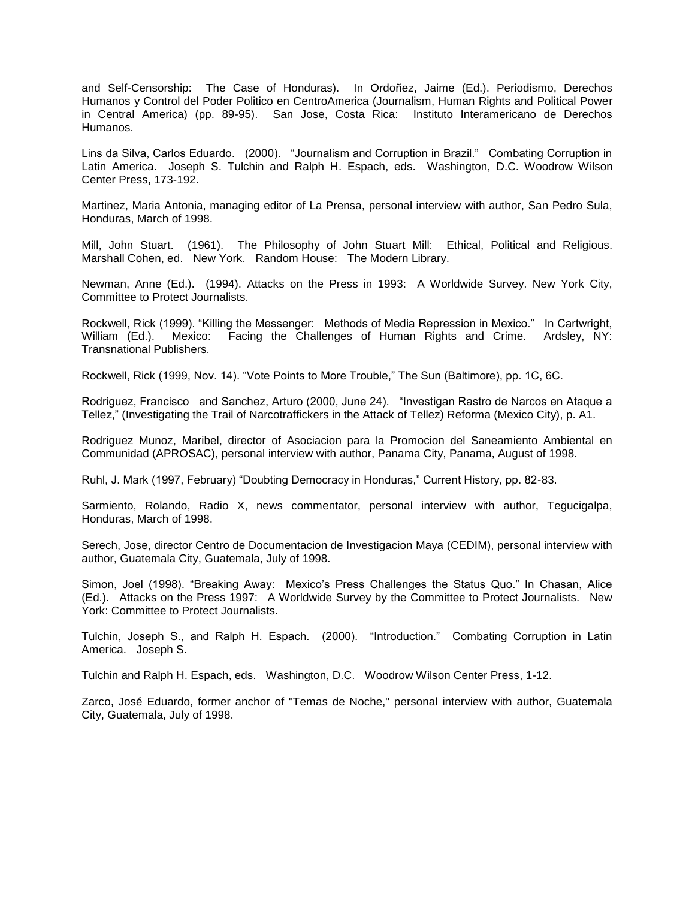and Self-Censorship: The Case of Honduras). In Ordoñez, Jaime (Ed.). Periodismo, Derechos Humanos y Control del Poder Politico en CentroAmerica (Journalism, Human Rights and Political Power in Central America) (pp. 89-95). San Jose, Costa Rica: Instituto Interamericano de Derechos Humanos.

Lins da Silva, Carlos Eduardo. (2000). "Journalism and Corruption in Brazil." Combating Corruption in Latin America. Joseph S. Tulchin and Ralph H. Espach, eds. Washington, D.C. Woodrow Wilson Center Press, 173-192.

Martinez, Maria Antonia, managing editor of La Prensa, personal interview with author, San Pedro Sula, Honduras, March of 1998.

Mill, John Stuart. (1961). The Philosophy of John Stuart Mill: Ethical, Political and Religious. Marshall Cohen, ed. New York. Random House: The Modern Library.

Newman, Anne (Ed.). (1994). Attacks on the Press in 1993: A Worldwide Survey. New York City, Committee to Protect Journalists.

Rockwell, Rick (1999). "Killing the Messenger: Methods of Media Repression in Mexico." In Cartwright, William (Ed.). Mexico: Facing the Challenges of Human Rights and Crime. Ardsley, NY: Transnational Publishers.

Rockwell, Rick (1999, Nov. 14). "Vote Points to More Trouble," The Sun (Baltimore), pp. 1C, 6C.

Rodriguez, Francisco and Sanchez, Arturo (2000, June 24). "Investigan Rastro de Narcos en Ataque a Tellez," (Investigating the Trail of Narcotraffickers in the Attack of Tellez) Reforma (Mexico City), p. A1.

Rodriguez Munoz, Maribel, director of Asociacion para la Promocion del Saneamiento Ambiental en Communidad (APROSAC), personal interview with author, Panama City, Panama, August of 1998.

Ruhl, J. Mark (1997, February) "Doubting Democracy in Honduras," Current History, pp. 82-83.

Sarmiento, Rolando, Radio X, news commentator, personal interview with author, Tegucigalpa, Honduras, March of 1998.

Serech, Jose, director Centro de Documentacion de Investigacion Maya (CEDIM), personal interview with author, Guatemala City, Guatemala, July of 1998.

Simon, Joel (1998). "Breaking Away: Mexico's Press Challenges the Status Quo." In Chasan, Alice (Ed.). Attacks on the Press 1997: A Worldwide Survey by the Committee to Protect Journalists. New York: Committee to Protect Journalists.

Tulchin, Joseph S., and Ralph H. Espach. (2000). "Introduction." Combating Corruption in Latin America. Joseph S.

Tulchin and Ralph H. Espach, eds. Washington, D.C. Woodrow Wilson Center Press, 1-12.

Zarco, José Eduardo, former anchor of "Temas de Noche," personal interview with author, Guatemala City, Guatemala, July of 1998.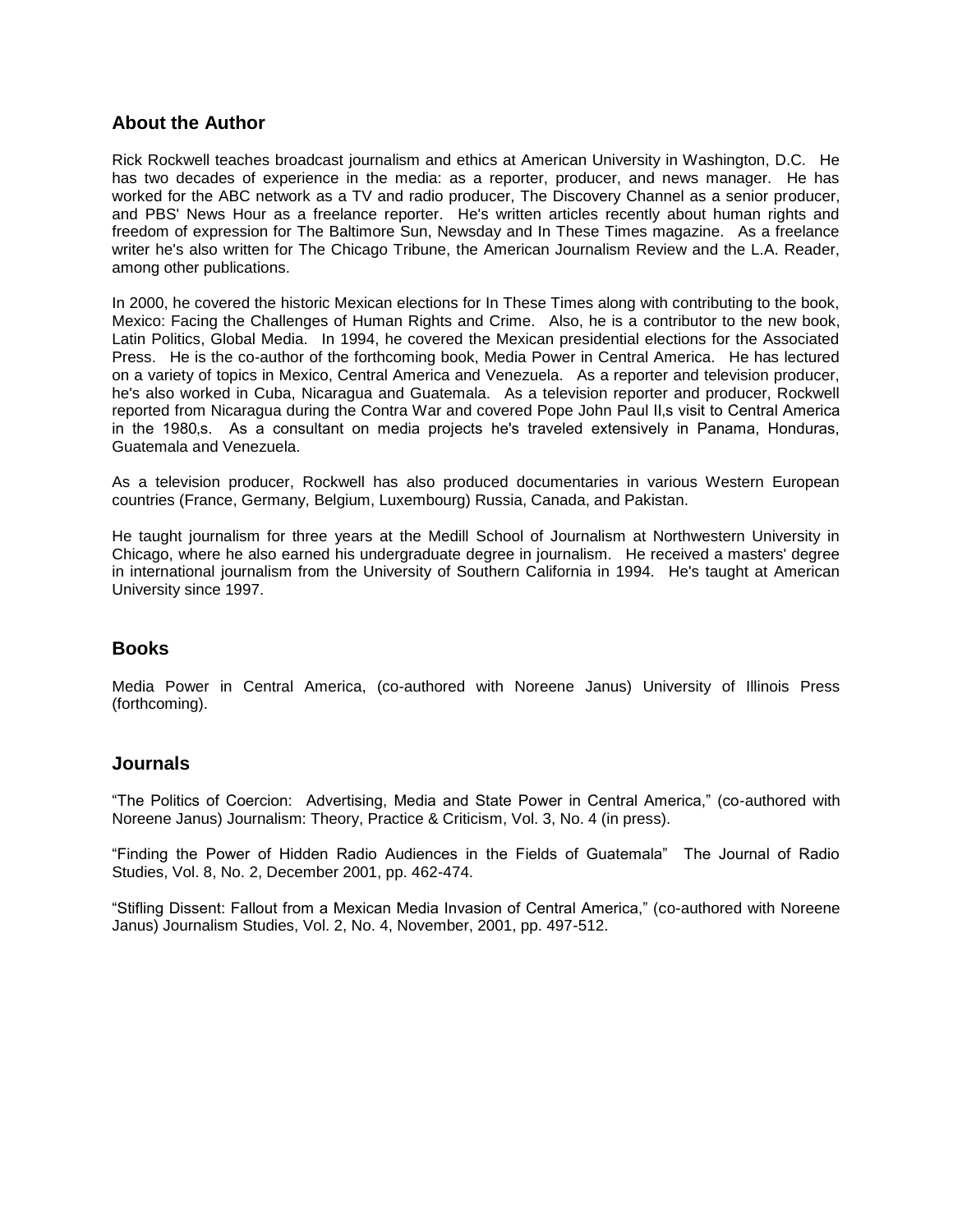## About the Author

Rick Rockwell teaches broadcast journalism and ethics at American University in Washington, D.C. He has two decades of experience in the media: as a reporter, producer, and news manager. He has worked for the ABC network as a TV and radio producer, The Discovery Channel as a senior producer, and PBS' News Hour as a freelance reporter. He's written articles recently about human rights and freedom of expression for The Baltimore Sun, Newsday and In These Times magazine. As a freelance writer he's also written for The Chicago Tribune, the American Journalism Review and the L.A. Reader, among other publications.

In 2000, he covered the historic Mexican elections for In These Times along with contributing to the book, Mexico: Facing the Challenges of Human Rights and Crime. Also, he is a contributor to the new book, Latin Politics, Global Media. In 1994, he covered the Mexican presidential elections for the Associated Press. He is the co-author of the forthcoming book, Media Power in Central America. He has lectured on a variety of topics in Mexico, Central America and Venezuela. As a reporter and television producer, he's also worked in Cuba, Nicaragua and Guatemala. As a television reporter and producer, Rockwell reported from Nicaragua during the Contra War and covered Pope John Paul II,s visit to Central America in the 1980,s. As a consultant on media projects he's traveled extensively in Panama, Honduras, Guatemala and Venezuela.

As a television producer, Rockwell has also produced documentaries in various Western European countries (France, Germany, Belgium, Luxembourg) Russia, Canada, and Pakistan.

He taught journalism for three years at the Medill School of Journalism at Northwestern University in Chicago, where he also earned his undergraduate degree in journalism. He received a masters' degree in international journalism from the University of Southern California in 1994. He's taught at American University since 1997.

## Books

Media Power in Central America, (co-authored with Noreene Janus) University of Illinois Press (forthcoming).

## Journals

"The Politics of Coercion: Advertising, Media and State Power in Central America," (co-authored with Noreene Janus) Journalism: Theory, Practice & Criticism, Vol. 3, No. 4 (in press).

"Finding the Power of Hidden Radio Audiences in the Fields of Guatemala" The Journal of Radio Studies, Vol. 8, No. 2, December 2001, pp. 462-474.

"Stifling Dissent: Fallout from a Mexican Media Invasion of Central America," (co-authored with Noreene Janus) Journalism Studies, Vol. 2, No. 4, November, 2001, pp. 497-512.